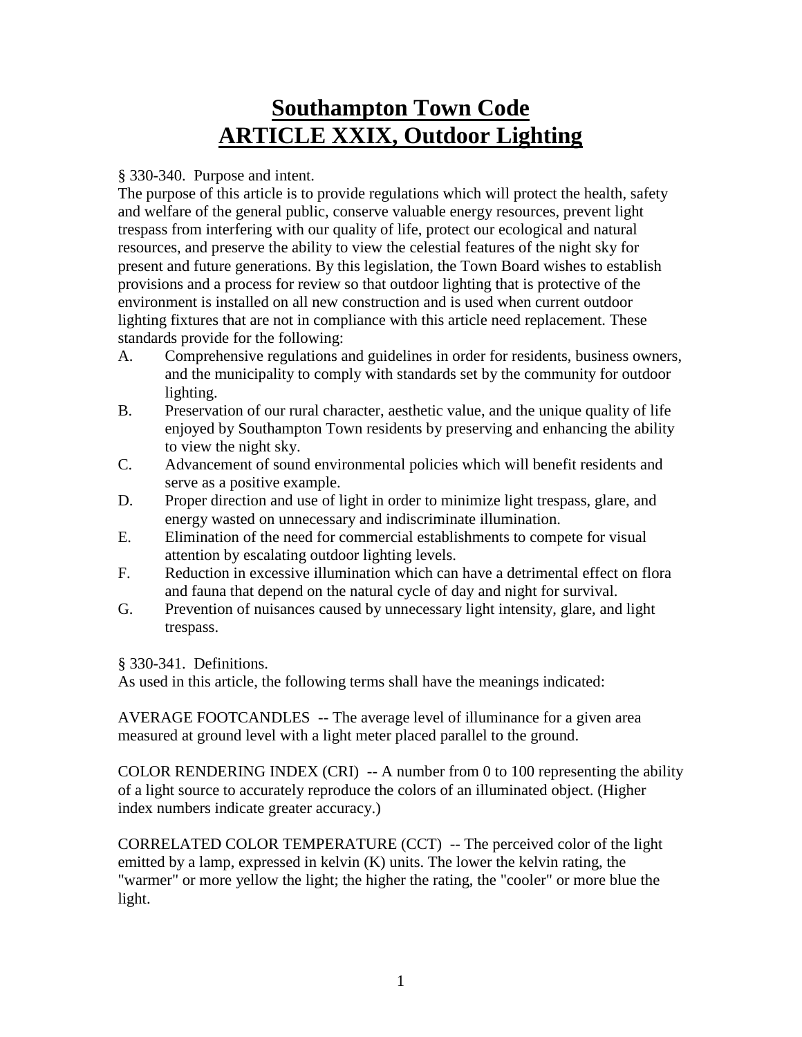# Southampton Town Code
# ARTICLE XXIX, Outdoor Lighting

§ 330-340. Purpose and intent.

The purpose of this article is to provide regulations which will protect the health, safety and welfare of the general public, conserve valuable energy resources, prevent light trespass from interfering with our quality of life, protect our ecological and natural resources, and preserve the ability to view the celestial features of the night sky for present and future generations. By this legislation, the Town Board wishes to establish provisions and a process for review so that outdoor lighting that is protective of the environment is installed on all new construction and is used when current outdoor lighting fixtures that are not in compliance with this article need replacement. These standards provide for the following:

A. Comprehensive regulations and guidelines in order for residents, business owners, and the municipality to comply with standards set by the community for outdoor lighting.

B. Preservation of our rural character, aesthetic value, and the unique quality of life enjoyed by Southampton Town residents by preserving and enhancing the ability to view the night sky.

C. Advancement of sound environmental policies which will benefit residents and serve as a positive example.

D. Proper direction and use of light in order to minimize light trespass, glare, and energy wasted on unnecessary and indiscriminate illumination.

E. Elimination of the need for commercial establishments to compete for visual attention by escalating outdoor lighting levels.

F. Reduction in excessive illumination which can have a detrimental effect on flora and fauna that depend on the natural cycle of day and night for survival.

G. Prevention of nuisances caused by unnecessary light intensity, glare, and light trespass.

§ 330-341. Definitions.

As used in this article, the following terms shall have the meanings indicated:

AVERAGE FOOTCANDLES -- The average level of illuminance for a given area measured at ground level with a light meter placed parallel to the ground.

COLOR RENDERING INDEX (CRI) -- A number from 0 to 100 representing the ability of a light source to accurately reproduce the colors of an illuminated object. (Higher index numbers indicate greater accuracy.)

CORRELATED COLOR TEMPERATURE (CCT) -- The perceived color of the light emitted by a lamp, expressed in kelvin (K) units. The lower the kelvin rating, the "warmer" or more yellow the light; the higher the rating, the "cooler" or more blue the light.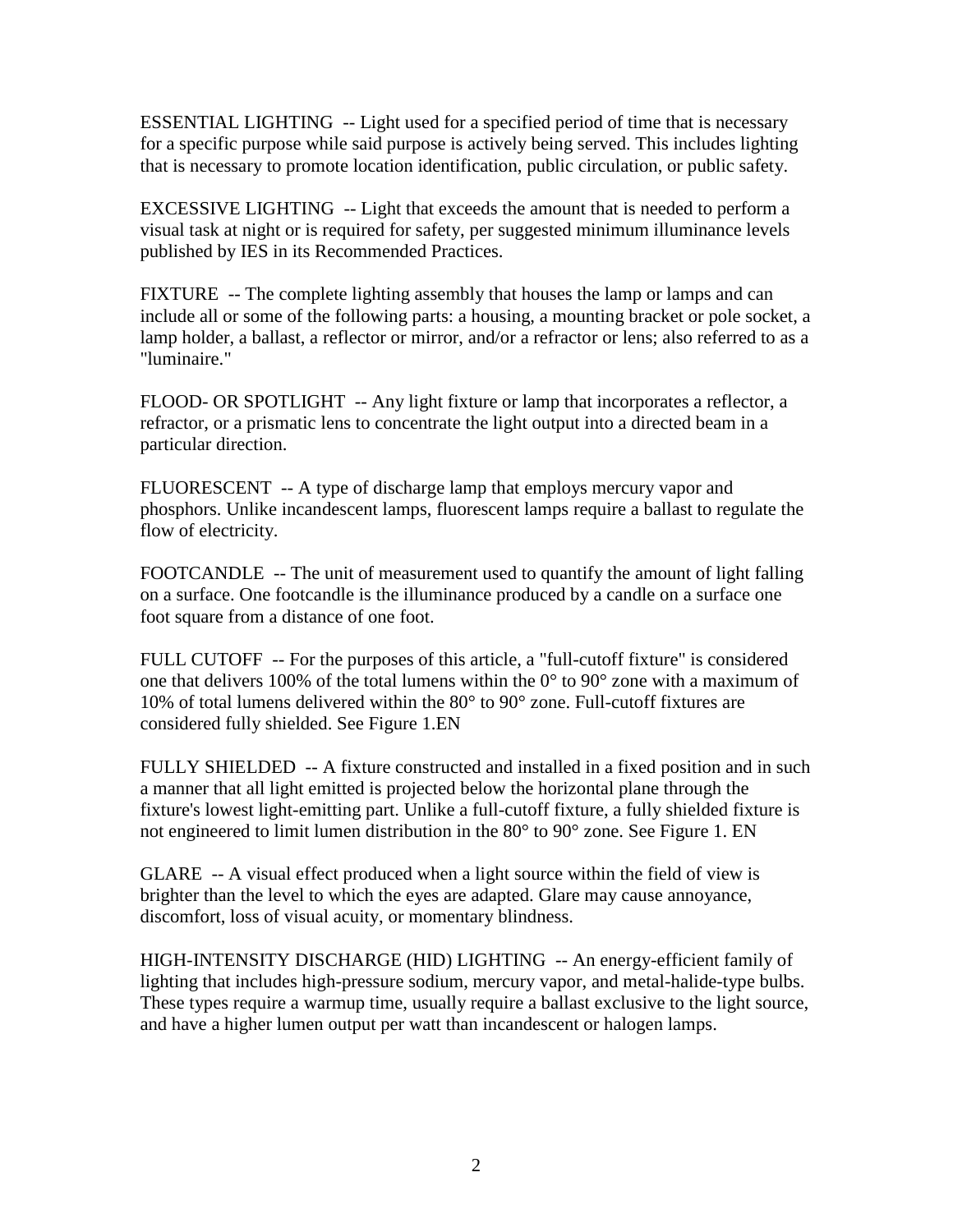ESSENTIAL LIGHTING -- Light used for a specified period of time that is necessary for a specific purpose while said purpose is actively being served. This includes lighting that is necessary to promote location identification, public circulation, or public safety.

EXCESSIVE LIGHTING -- Light that exceeds the amount that is needed to perform a visual task at night or is required for safety, per suggested minimum illuminance levels published by IES in its Recommended Practices.

FIXTURE -- The complete lighting assembly that houses the lamp or lamps and can include all or some of the following parts: a housing, a mounting bracket or pole socket, a lamp holder, a ballast, a reflector or mirror, and/or a refractor or lens; also referred to as a "luminaire."

FLOOD- OR SPOTLIGHT -- Any light fixture or lamp that incorporates a reflector, a refractor, or a prismatic lens to concentrate the light output into a directed beam in a particular direction.

FLUORESCENT -- A type of discharge lamp that employs mercury vapor and phosphors. Unlike incandescent lamps, fluorescent lamps require a ballast to regulate the flow of electricity.

FOOTCANDLE -- The unit of measurement used to quantify the amount of light falling on a surface. One footcandle is the illuminance produced by a candle on a surface one foot square from a distance of one foot.

FULL CUTOFF -- For the purposes of this article, a "full-cutoff fixture" is considered one that delivers 100% of the total lumens within the 0° to 90° zone with a maximum of 10% of total lumens delivered within the 80° to 90° zone. Full-cutoff fixtures are considered fully shielded. See Figure 1.EN

FULLY SHIELDED -- A fixture constructed and installed in a fixed position and in such a manner that all light emitted is projected below the horizontal plane through the fixture's lowest light-emitting part. Unlike a full-cutoff fixture, a fully shielded fixture is not engineered to limit lumen distribution in the 80° to 90° zone. See Figure 1. EN

GLARE -- A visual effect produced when a light source within the field of view is brighter than the level to which the eyes are adapted. Glare may cause annoyance, discomfort, loss of visual acuity, or momentary blindness.

HIGH-INTENSITY DISCHARGE (HID) LIGHTING -- An energy-efficient family of lighting that includes high-pressure sodium, mercury vapor, and metal-halide-type bulbs. These types require a warmup time, usually require a ballast exclusive to the light source, and have a higher lumen output per watt than incandescent or halogen lamps.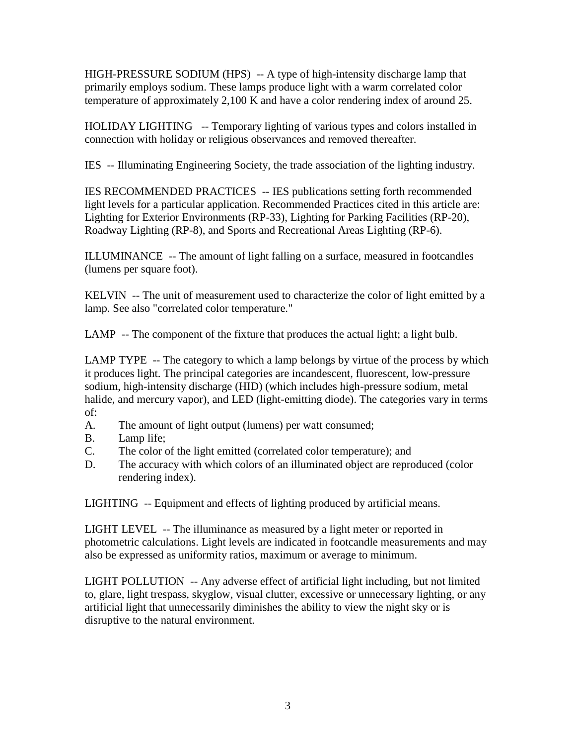HIGH-PRESSURE SODIUM (HPS) -- A type of high-intensity discharge lamp that primarily employs sodium. These lamps produce light with a warm correlated color temperature of approximately 2,100 K and have a color rendering index of around 25.

HOLIDAY LIGHTING -- Temporary lighting of various types and colors installed in connection with holiday or religious observances and removed thereafter.

IES -- Illuminating Engineering Society, the trade association of the lighting industry.

IES RECOMMENDED PRACTICES -- IES publications setting forth recommended light levels for a particular application. Recommended Practices cited in this article are: Lighting for Exterior Environments (RP-33), Lighting for Parking Facilities (RP-20), Roadway Lighting (RP-8), and Sports and Recreational Areas Lighting (RP-6).

ILLUMINANCE -- The amount of light falling on a surface, measured in footcandles (lumens per square foot).

KELVIN -- The unit of measurement used to characterize the color of light emitted by a lamp. See also "correlated color temperature."

LAMP -- The component of the fixture that produces the actual light; a light bulb.

LAMP TYPE -- The category to which a lamp belongs by virtue of the process by which it produces light. The principal categories are incandescent, fluorescent, low-pressure sodium, high-intensity discharge (HID) (which includes high-pressure sodium, metal halide, and mercury vapor), and LED (light-emitting diode). The categories vary in terms of:

A. The amount of light output (lumens) per watt consumed;
B. Lamp life;
C. The color of the light emitted (correlated color temperature); and
D. The accuracy with which colors of an illuminated object are reproduced (color rendering index).

LIGHTING -- Equipment and effects of lighting produced by artificial means.

LIGHT LEVEL -- The illuminance as measured by a light meter or reported in photometric calculations. Light levels are indicated in footcandle measurements and may also be expressed as uniformity ratios, maximum or average to minimum.

LIGHT POLLUTION -- Any adverse effect of artificial light including, but not limited to, glare, light trespass, skyglow, visual clutter, excessive or unnecessary lighting, or any artificial light that unnecessarily diminishes the ability to view the night sky or is disruptive to the natural environment.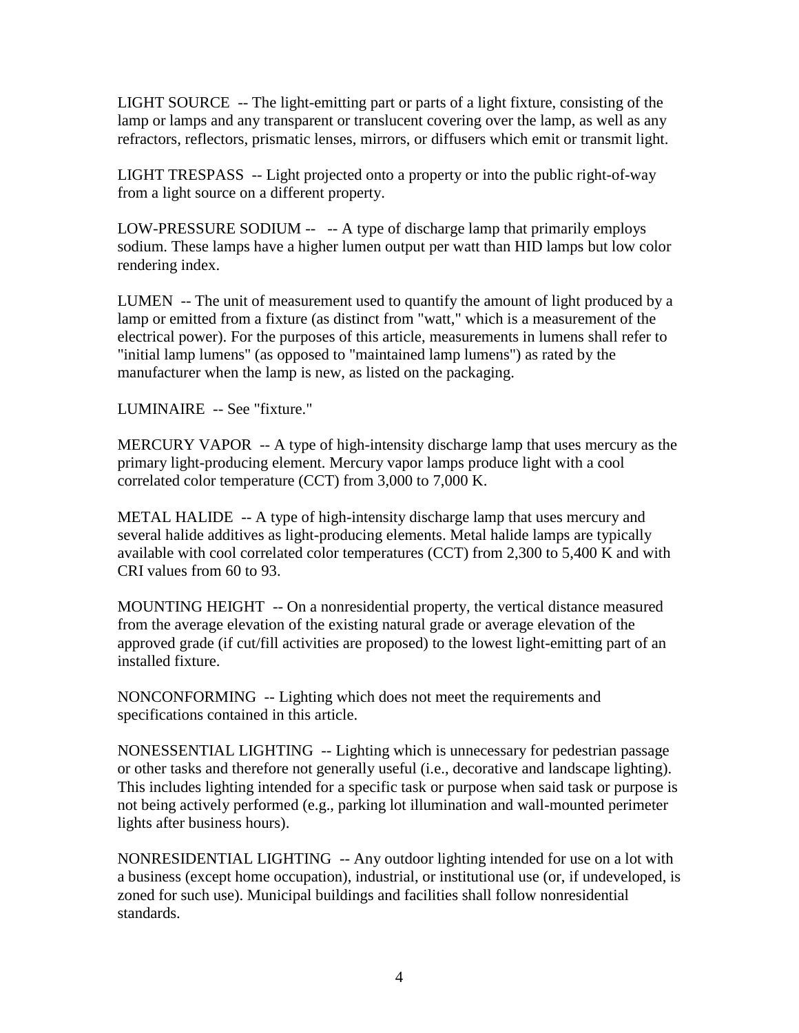LIGHT SOURCE -- The light-emitting part or parts of a light fixture, consisting of the lamp or lamps and any transparent or translucent covering over the lamp, as well as any refractors, reflectors, prismatic lenses, mirrors, or diffusers which emit or transmit light.

LIGHT TRESPASS -- Light projected onto a property or into the public right-of-way from a light source on a different property.

LOW-PRESSURE SODIUM -- -- A type of discharge lamp that primarily employs sodium. These lamps have a higher lumen output per watt than HID lamps but low color rendering index.

LUMEN -- The unit of measurement used to quantify the amount of light produced by a lamp or emitted from a fixture (as distinct from "watt," which is a measurement of the electrical power). For the purposes of this article, measurements in lumens shall refer to "initial lamp lumens" (as opposed to "maintained lamp lumens") as rated by the manufacturer when the lamp is new, as listed on the packaging.

LUMINAIRE -- See "fixture."

MERCURY VAPOR -- A type of high-intensity discharge lamp that uses mercury as the primary light-producing element. Mercury vapor lamps produce light with a cool correlated color temperature (CCT) from 3,000 to 7,000 K.

METAL HALIDE -- A type of high-intensity discharge lamp that uses mercury and several halide additives as light-producing elements. Metal halide lamps are typically available with cool correlated color temperatures (CCT) from 2,300 to 5,400 K and with CRI values from 60 to 93.

MOUNTING HEIGHT -- On a nonresidential property, the vertical distance measured from the average elevation of the existing natural grade or average elevation of the approved grade (if cut/fill activities are proposed) to the lowest light-emitting part of an installed fixture.

NONCONFORMING -- Lighting which does not meet the requirements and specifications contained in this article.

NONESSENTIAL LIGHTING -- Lighting which is unnecessary for pedestrian passage or other tasks and therefore not generally useful (i.e., decorative and landscape lighting). This includes lighting intended for a specific task or purpose when said task or purpose is not being actively performed (e.g., parking lot illumination and wall-mounted perimeter lights after business hours).

NONRESIDENTIAL LIGHTING -- Any outdoor lighting intended for use on a lot with a business (except home occupation), industrial, or institutional use (or, if undeveloped, is zoned for such use). Municipal buildings and facilities shall follow nonresidential standards.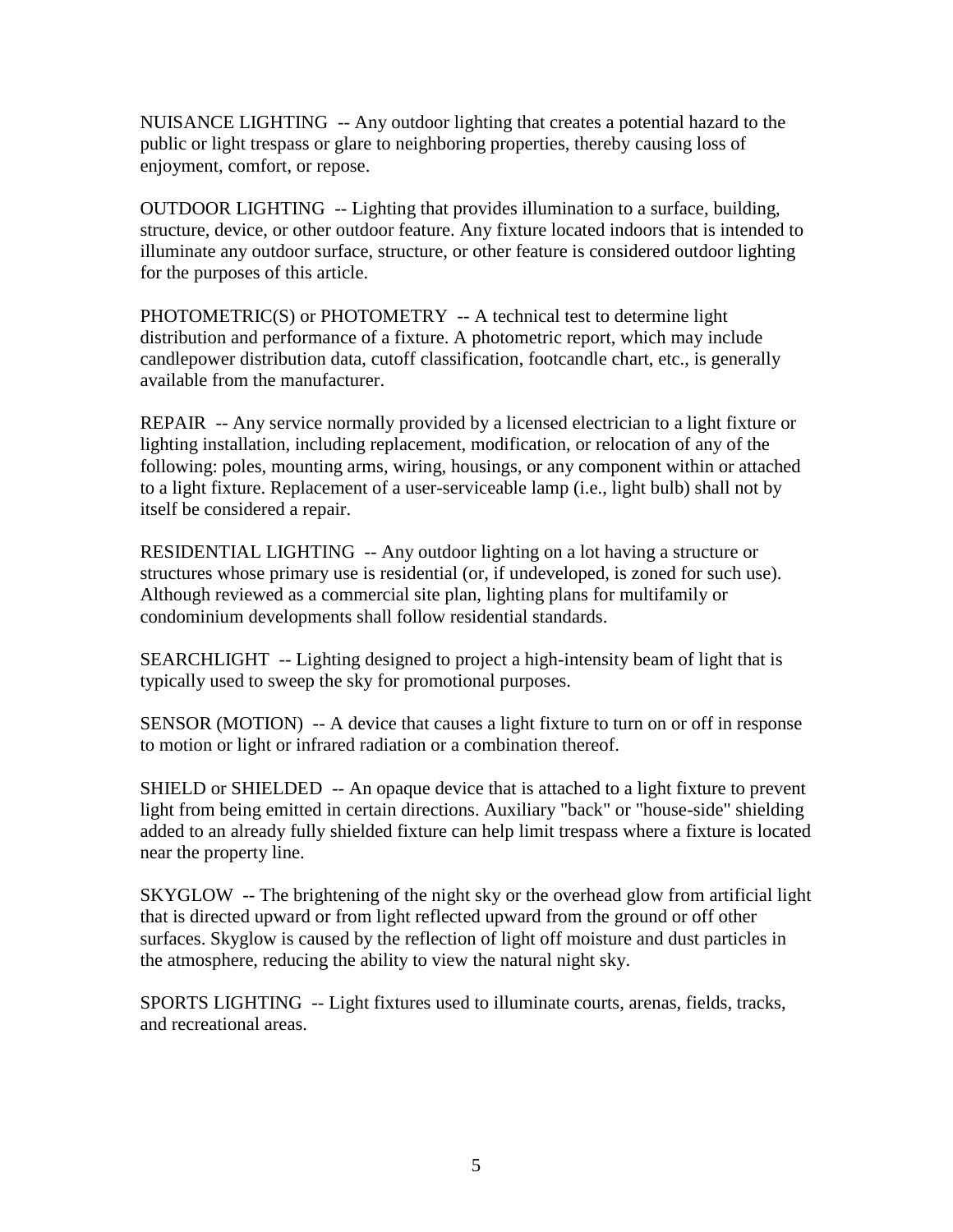NUISANCE LIGHTING -- Any outdoor lighting that creates a potential hazard to the public or light trespass or glare to neighboring properties, thereby causing loss of enjoyment, comfort, or repose.

OUTDOOR LIGHTING -- Lighting that provides illumination to a surface, building, structure, device, or other outdoor feature. Any fixture located indoors that is intended to illuminate any outdoor surface, structure, or other feature is considered outdoor lighting for the purposes of this article.

PHOTOMETRIC(S) or PHOTOMETRY -- A technical test to determine light distribution and performance of a fixture. A photometric report, which may include candlepower distribution data, cutoff classification, footcandle chart, etc., is generally available from the manufacturer.

REPAIR -- Any service normally provided by a licensed electrician to a light fixture or lighting installation, including replacement, modification, or relocation of any of the following: poles, mounting arms, wiring, housings, or any component within or attached to a light fixture. Replacement of a user-serviceable lamp (i.e., light bulb) shall not by itself be considered a repair.

RESIDENTIAL LIGHTING -- Any outdoor lighting on a lot having a structure or structures whose primary use is residential (or, if undeveloped, is zoned for such use). Although reviewed as a commercial site plan, lighting plans for multifamily or condominium developments shall follow residential standards.

SEARCHLIGHT -- Lighting designed to project a high-intensity beam of light that is typically used to sweep the sky for promotional purposes.

SENSOR (MOTION) -- A device that causes a light fixture to turn on or off in response to motion or light or infrared radiation or a combination thereof.

SHIELD or SHIELDED -- An opaque device that is attached to a light fixture to prevent light from being emitted in certain directions. Auxiliary "back" or "house-side" shielding added to an already fully shielded fixture can help limit trespass where a fixture is located near the property line.

SKYGLOW -- The brightening of the night sky or the overhead glow from artificial light that is directed upward or from light reflected upward from the ground or off other surfaces. Skyglow is caused by the reflection of light off moisture and dust particles in the atmosphere, reducing the ability to view the natural night sky.

SPORTS LIGHTING -- Light fixtures used to illuminate courts, arenas, fields, tracks, and recreational areas.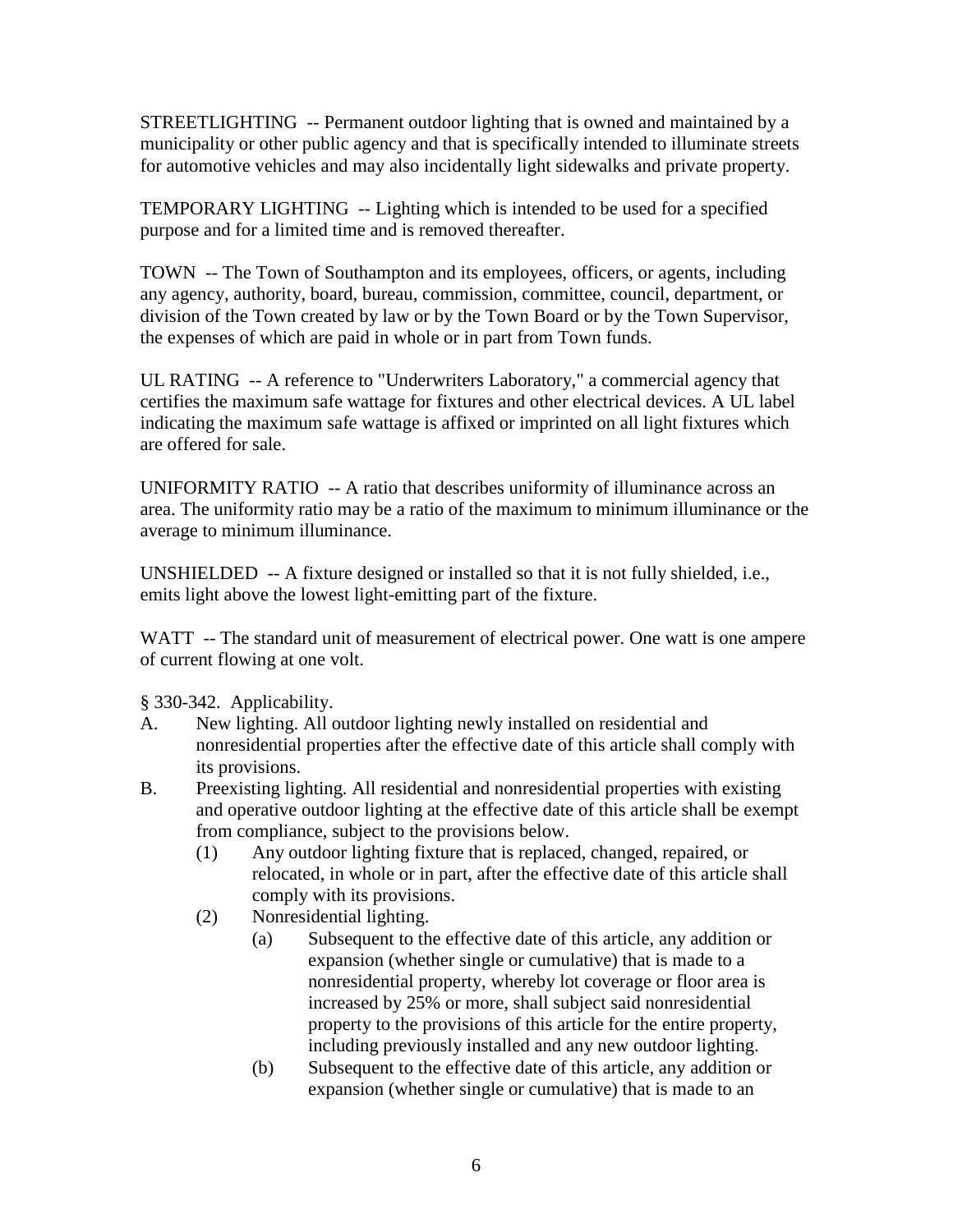STREETLIGHTING -- Permanent outdoor lighting that is owned and maintained by a municipality or other public agency and that is specifically intended to illuminate streets for automotive vehicles and may also incidentally light sidewalks and private property.

TEMPORARY LIGHTING -- Lighting which is intended to be used for a specified purpose and for a limited time and is removed thereafter.

TOWN -- The Town of Southampton and its employees, officers, or agents, including any agency, authority, board, bureau, commission, committee, council, department, or division of the Town created by law or by the Town Board or by the Town Supervisor, the expenses of which are paid in whole or in part from Town funds.

UL RATING -- A reference to "Underwriters Laboratory," a commercial agency that certifies the maximum safe wattage for fixtures and other electrical devices. A UL label indicating the maximum safe wattage is affixed or imprinted on all light fixtures which are offered for sale.

UNIFORMITY RATIO -- A ratio that describes uniformity of illuminance across an area. The uniformity ratio may be a ratio of the maximum to minimum illuminance or the average to minimum illuminance.

UNSHIELDED -- A fixture designed or installed so that it is not fully shielded, i.e., emits light above the lowest light-emitting part of the fixture.

WATT -- The standard unit of measurement of electrical power. One watt is one ampere of current flowing at one volt.

§ 330-342. Applicability.

A. New lighting. All outdoor lighting newly installed on residential and nonresidential properties after the effective date of this article shall comply with its provisions.

B. Preexisting lighting. All residential and nonresidential properties with existing and operative outdoor lighting at the effective date of this article shall be exempt from compliance, subject to the provisions below.

   (1) Any outdoor lighting fixture that is replaced, changed, repaired, or relocated, in whole or in part, after the effective date of this article shall comply with its provisions.

   (2) Nonresidential lighting.

      (a) Subsequent to the effective date of this article, any addition or expansion (whether single or cumulative) that is made to a nonresidential property, whereby lot coverage or floor area is increased by 25% or more, shall subject said nonresidential property to the provisions of this article for the entire property, including previously installed and any new outdoor lighting.

      (b) Subsequent to the effective date of this article, any addition or expansion (whether single or cumulative) that is made to an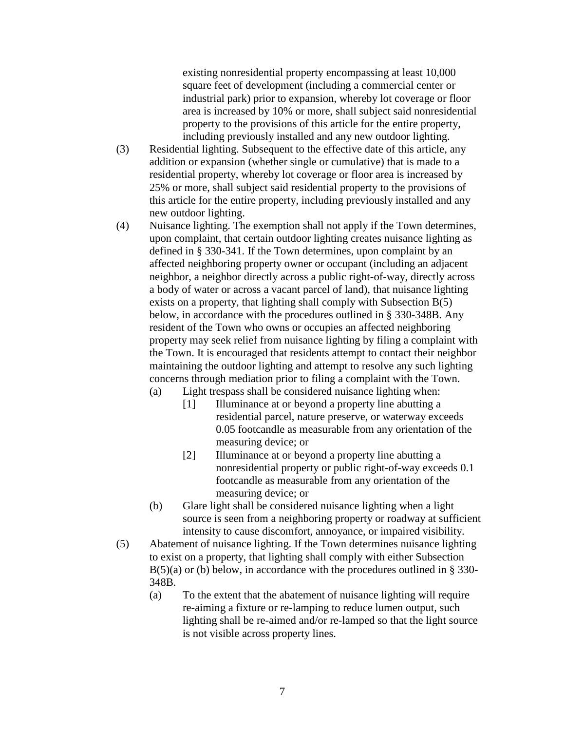existing nonresidential property encompassing at least 10,000 square feet of development (including a commercial center or industrial park) prior to expansion, whereby lot coverage or floor area is increased by 10% or more, shall subject said nonresidential property to the provisions of this article for the entire property, including previously installed and any new outdoor lighting.

(3) Residential lighting. Subsequent to the effective date of this article, any addition or expansion (whether single or cumulative) that is made to a residential property, whereby lot coverage or floor area is increased by 25% or more, shall subject said residential property to the provisions of this article for the entire property, including previously installed and any new outdoor lighting.

(4) Nuisance lighting. The exemption shall not apply if the Town determines, upon complaint, that certain outdoor lighting creates nuisance lighting as defined in § 330-341. If the Town determines, upon complaint by an affected neighboring property owner or occupant (including an adjacent neighbor, a neighbor directly across a public right-of-way, directly across a body of water or across a vacant parcel of land), that nuisance lighting exists on a property, that lighting shall comply with Subsection B(5) below, in accordance with the procedures outlined in § 330-348B. Any resident of the Town who owns or occupies an affected neighboring property may seek relief from nuisance lighting by filing a complaint with the Town. It is encouraged that residents attempt to contact their neighbor maintaining the outdoor lighting and attempt to resolve any such lighting concerns through mediation prior to filing a complaint with the Town.

   (a) Light trespass shall be considered nuisance lighting when:

      [1] Illuminance at or beyond a property line abutting a residential parcel, nature preserve, or waterway exceeds 0.05 footcandle as measurable from any orientation of the measuring device; or

      [2] Illuminance at or beyond a property line abutting a nonresidential property or public right-of-way exceeds 0.1 footcandle as measurable from any orientation of the measuring device; or

   (b) Glare light shall be considered nuisance lighting when a light source is seen from a neighboring property or roadway at sufficient intensity to cause discomfort, annoyance, or impaired visibility.

(5) Abatement of nuisance lighting. If the Town determines nuisance lighting to exist on a property, that lighting shall comply with either Subsection B(5)(a) or (b) below, in accordance with the procedures outlined in § 330-348B.

   (a) To the extent that the abatement of nuisance lighting will require re-aiming a fixture or re-lamping to reduce lumen output, such lighting shall be re-aimed and/or re-lamped so that the light source is not visible across property lines.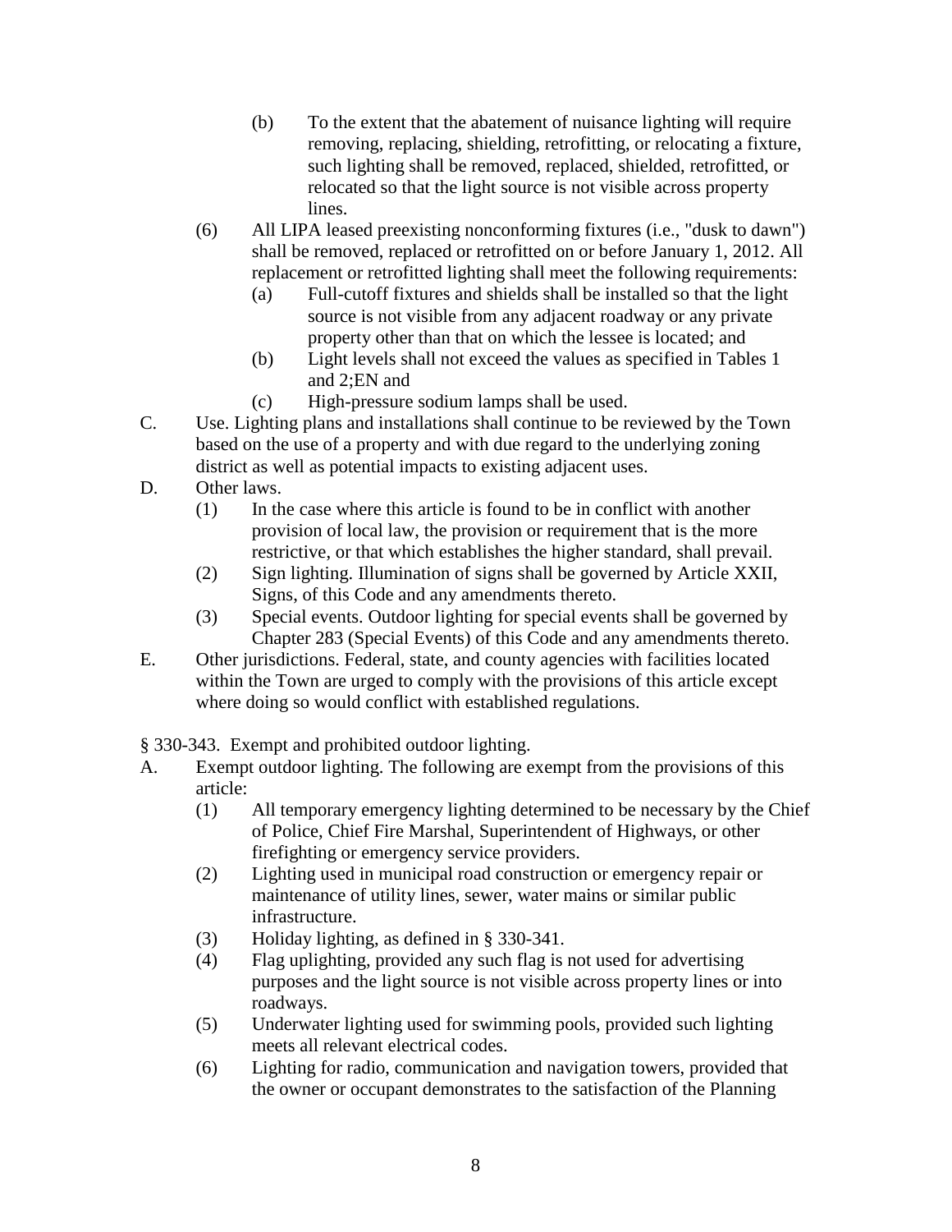(b) To the extent that the abatement of nuisance lighting will require removing, replacing, shielding, retrofitting, or relocating a fixture, such lighting shall be removed, replaced, shielded, retrofitted, or relocated so that the light source is not visible across property lines.

(6) All LIPA leased preexisting nonconforming fixtures (i.e., "dusk to dawn") shall be removed, replaced or retrofitted on or before January 1, 2012. All replacement or retrofitted lighting shall meet the following requirements:

(a) Full-cutoff fixtures and shields shall be installed so that the light source is not visible from any adjacent roadway or any private property other than that on which the lessee is located; and

(b) Light levels shall not exceed the values as specified in Tables 1 and 2;EN and

(c) High-pressure sodium lamps shall be used.

C. Use. Lighting plans and installations shall continue to be reviewed by the Town based on the use of a property and with due regard to the underlying zoning district as well as potential impacts to existing adjacent uses.

D. Other laws.

(1) In the case where this article is found to be in conflict with another provision of local law, the provision or requirement that is the more restrictive, or that which establishes the higher standard, shall prevail.

(2) Sign lighting. Illumination of signs shall be governed by Article XXII, Signs, of this Code and any amendments thereto.

(3) Special events. Outdoor lighting for special events shall be governed by Chapter 283 (Special Events) of this Code and any amendments thereto.

E. Other jurisdictions. Federal, state, and county agencies with facilities located within the Town are urged to comply with the provisions of this article except where doing so would conflict with established regulations.

§ 330-343. Exempt and prohibited outdoor lighting.

A. Exempt outdoor lighting. The following are exempt from the provisions of this article:

(1) All temporary emergency lighting determined to be necessary by the Chief of Police, Chief Fire Marshal, Superintendent of Highways, or other firefighting or emergency service providers.

(2) Lighting used in municipal road construction or emergency repair or maintenance of utility lines, sewer, water mains or similar public infrastructure.

(3) Holiday lighting, as defined in § 330-341.

(4) Flag uplighting, provided any such flag is not used for advertising purposes and the light source is not visible across property lines or into roadways.

(5) Underwater lighting used for swimming pools, provided such lighting meets all relevant electrical codes.

(6) Lighting for radio, communication and navigation towers, provided that the owner or occupant demonstrates to the satisfaction of the Planning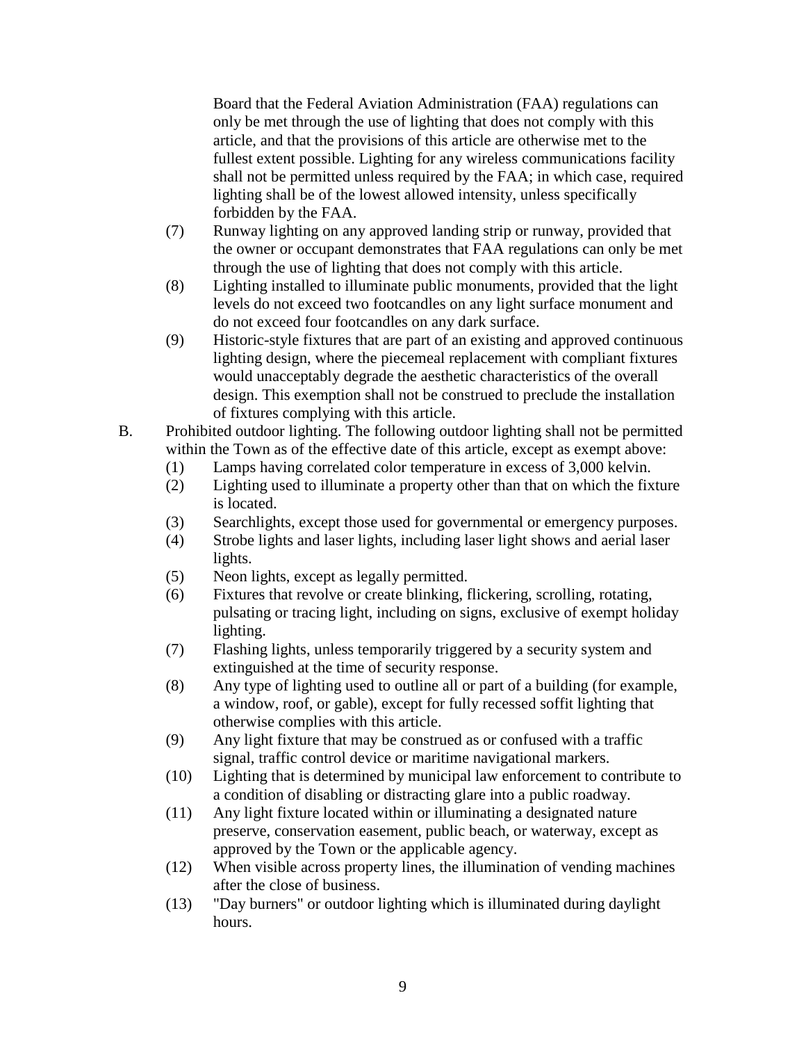Board that the Federal Aviation Administration (FAA) regulations can only be met through the use of lighting that does not comply with this article, and that the provisions of this article are otherwise met to the fullest extent possible. Lighting for any wireless communications facility shall not be permitted unless required by the FAA; in which case, required lighting shall be of the lowest allowed intensity, unless specifically forbidden by the FAA.

(7) Runway lighting on any approved landing strip or runway, provided that the owner or occupant demonstrates that FAA regulations can only be met through the use of lighting that does not comply with this article.

(8) Lighting installed to illuminate public monuments, provided that the light levels do not exceed two footcandles on any light surface monument and do not exceed four footcandles on any dark surface.

(9) Historic-style fixtures that are part of an existing and approved continuous lighting design, where the piecemeal replacement with compliant fixtures would unacceptably degrade the aesthetic characteristics of the overall design. This exemption shall not be construed to preclude the installation of fixtures complying with this article.

B. Prohibited outdoor lighting. The following outdoor lighting shall not be permitted within the Town as of the effective date of this article, except as exempt above:

(1) Lamps having correlated color temperature in excess of 3,000 kelvin.

(2) Lighting used to illuminate a property other than that on which the fixture is located.

(3) Searchlights, except those used for governmental or emergency purposes.

(4) Strobe lights and laser lights, including laser light shows and aerial laser lights.

(5) Neon lights, except as legally permitted.

(6) Fixtures that revolve or create blinking, flickering, scrolling, rotating, pulsating or tracing light, including on signs, exclusive of exempt holiday lighting.

(7) Flashing lights, unless temporarily triggered by a security system and extinguished at the time of security response.

(8) Any type of lighting used to outline all or part of a building (for example, a window, roof, or gable), except for fully recessed soffit lighting that otherwise complies with this article.

(9) Any light fixture that may be construed as or confused with a traffic signal, traffic control device or maritime navigational markers.

(10) Lighting that is determined by municipal law enforcement to contribute to a condition of disabling or distracting glare into a public roadway.

(11) Any light fixture located within or illuminating a designated nature preserve, conservation easement, public beach, or waterway, except as approved by the Town or the applicable agency.

(12) When visible across property lines, the illumination of vending machines after the close of business.

(13) "Day burners" or outdoor lighting which is illuminated during daylight hours.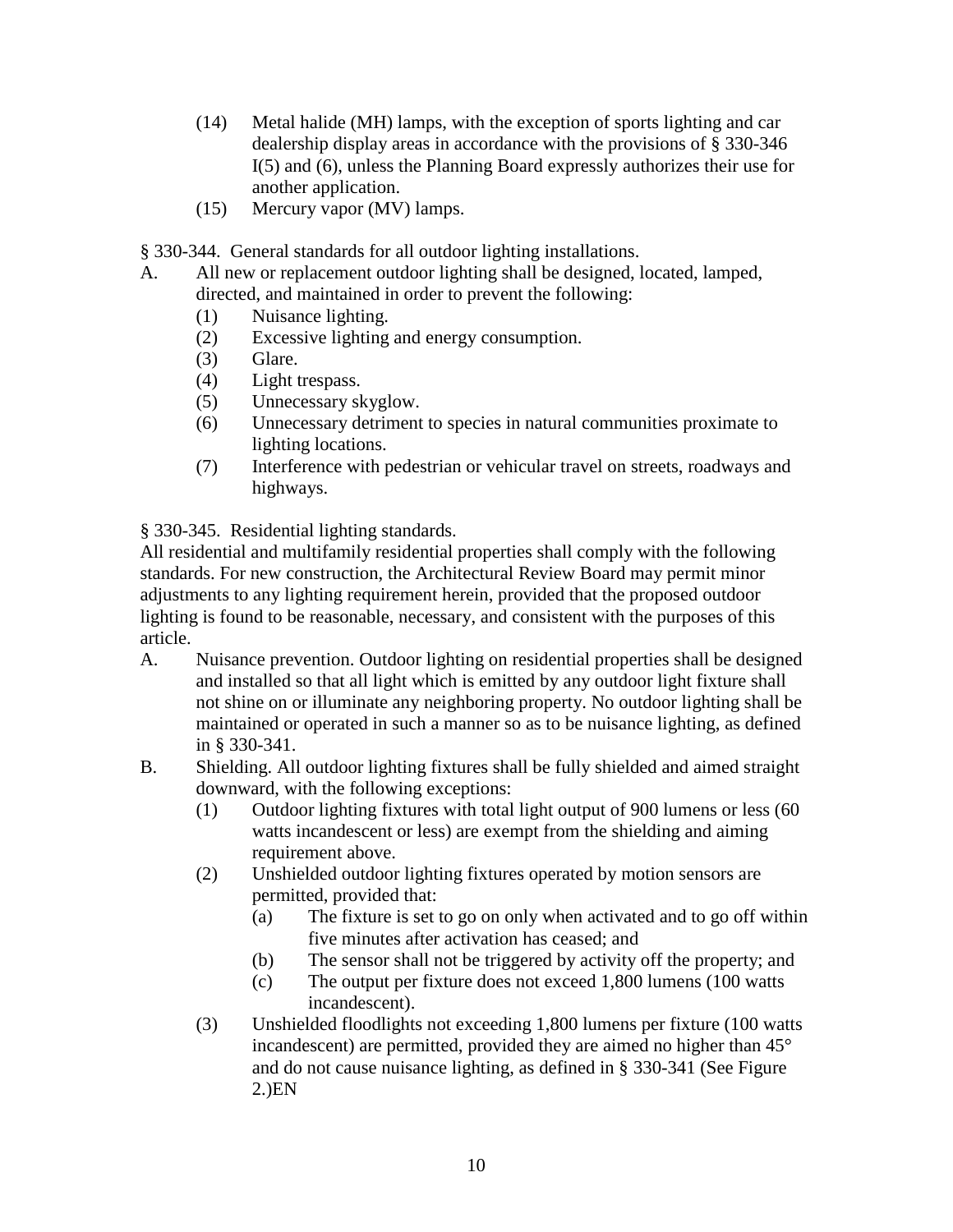(14) Metal halide (MH) lamps, with the exception of sports lighting and car dealership display areas in accordance with the provisions of § 330-346 I(5) and (6), unless the Planning Board expressly authorizes their use for another application.

(15) Mercury vapor (MV) lamps.

§ 330-344. General standards for all outdoor lighting installations.

A. All new or replacement outdoor lighting shall be designed, located, lamped, directed, and maintained in order to prevent the following:

(1) Nuisance lighting.

(2) Excessive lighting and energy consumption.

(3) Glare.

(4) Light trespass.

(5) Unnecessary skyglow.

(6) Unnecessary detriment to species in natural communities proximate to lighting locations.

(7) Interference with pedestrian or vehicular travel on streets, roadways and highways.

§ 330-345. Residential lighting standards.

All residential and multifamily residential properties shall comply with the following standards. For new construction, the Architectural Review Board may permit minor adjustments to any lighting requirement herein, provided that the proposed outdoor lighting is found to be reasonable, necessary, and consistent with the purposes of this article.

A. Nuisance prevention. Outdoor lighting on residential properties shall be designed and installed so that all light which is emitted by any outdoor light fixture shall not shine on or illuminate any neighboring property. No outdoor lighting shall be maintained or operated in such a manner so as to be nuisance lighting, as defined in § 330-341.

B. Shielding. All outdoor lighting fixtures shall be fully shielded and aimed straight downward, with the following exceptions:

(1) Outdoor lighting fixtures with total light output of 900 lumens or less (60 watts incandescent or less) are exempt from the shielding and aiming requirement above.

(2) Unshielded outdoor lighting fixtures operated by motion sensors are permitted, provided that:

(a) The fixture is set to go on only when activated and to go off within five minutes after activation has ceased; and

(b) The sensor shall not be triggered by activity off the property; and

(c) The output per fixture does not exceed 1,800 lumens (100 watts incandescent).

(3) Unshielded floodlights not exceeding 1,800 lumens per fixture (100 watts incandescent) are permitted, provided they are aimed no higher than 45° and do not cause nuisance lighting, as defined in § 330-341 (See Figure 2.)EN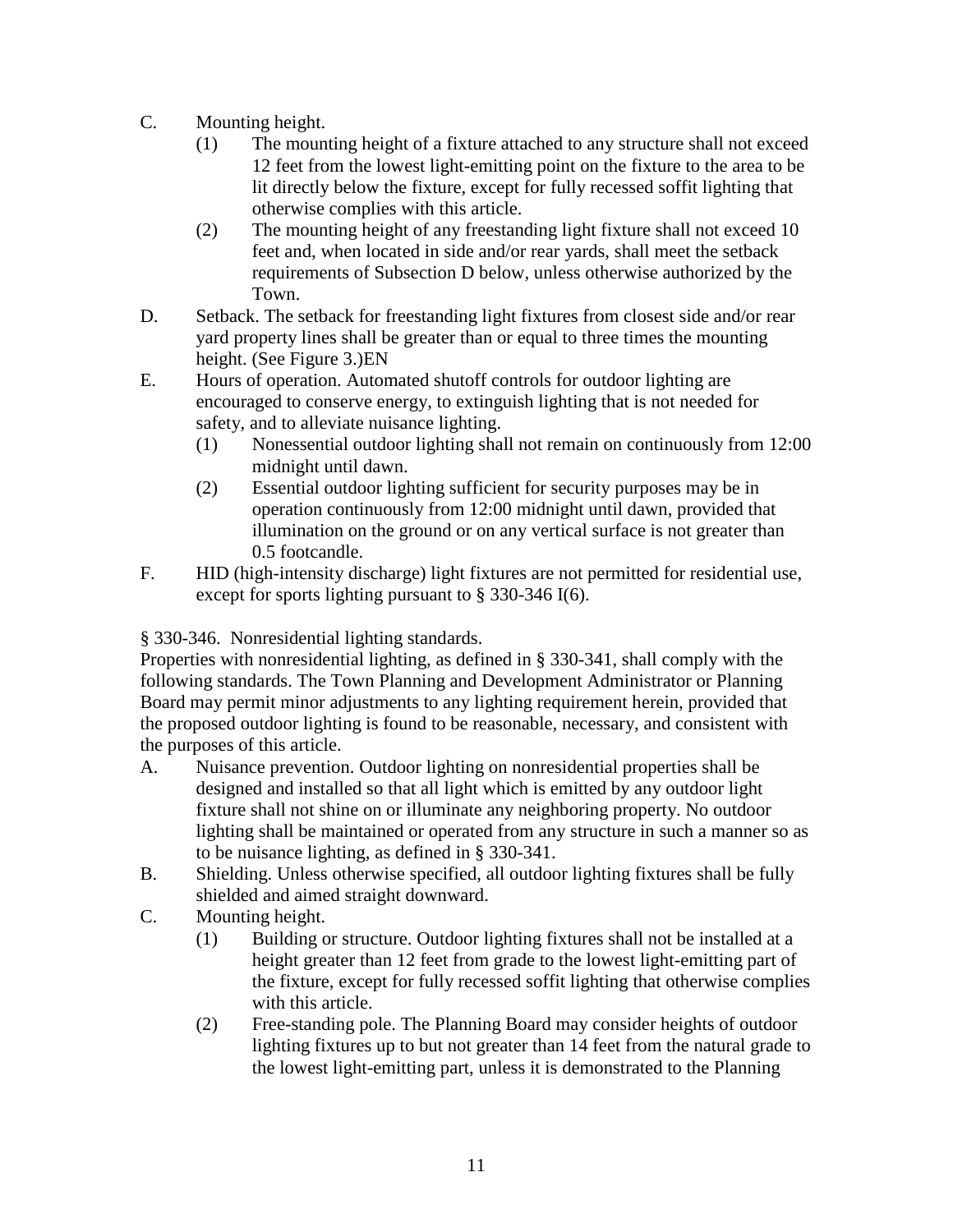C. Mounting height.

   (1) The mounting height of a fixture attached to any structure shall not exceed 12 feet from the lowest light-emitting point on the fixture to the area to be lit directly below the fixture, except for fully recessed soffit lighting that otherwise complies with this article.

   (2) The mounting height of any freestanding light fixture shall not exceed 10 feet and, when located in side and/or rear yards, shall meet the setback requirements of Subsection D below, unless otherwise authorized by the Town.

D. Setback. The setback for freestanding light fixtures from closest side and/or rear yard property lines shall be greater than or equal to three times the mounting height. (See Figure 3.)EN

E. Hours of operation. Automated shutoff controls for outdoor lighting are encouraged to conserve energy, to extinguish lighting that is not needed for safety, and to alleviate nuisance lighting.

   (1) Nonessential outdoor lighting shall not remain on continuously from 12:00 midnight until dawn.

   (2) Essential outdoor lighting sufficient for security purposes may be in operation continuously from 12:00 midnight until dawn, provided that illumination on the ground or on any vertical surface is not greater than 0.5 footcandle.

F. HID (high-intensity discharge) light fixtures are not permitted for residential use, except for sports lighting pursuant to § 330-346 I(6).

§ 330-346. Nonresidential lighting standards.

Properties with nonresidential lighting, as defined in § 330-341, shall comply with the following standards. The Town Planning and Development Administrator or Planning Board may permit minor adjustments to any lighting requirement herein, provided that the proposed outdoor lighting is found to be reasonable, necessary, and consistent with the purposes of this article.

A. Nuisance prevention. Outdoor lighting on nonresidential properties shall be designed and installed so that all light which is emitted by any outdoor light fixture shall not shine on or illuminate any neighboring property. No outdoor lighting shall be maintained or operated from any structure in such a manner so as to be nuisance lighting, as defined in § 330-341.

B. Shielding. Unless otherwise specified, all outdoor lighting fixtures shall be fully shielded and aimed straight downward.

C. Mounting height.

   (1) Building or structure. Outdoor lighting fixtures shall not be installed at a height greater than 12 feet from grade to the lowest light-emitting part of the fixture, except for fully recessed soffit lighting that otherwise complies with this article.

   (2) Free-standing pole. The Planning Board may consider heights of outdoor lighting fixtures up to but not greater than 14 feet from the natural grade to the lowest light-emitting part, unless it is demonstrated to the Planning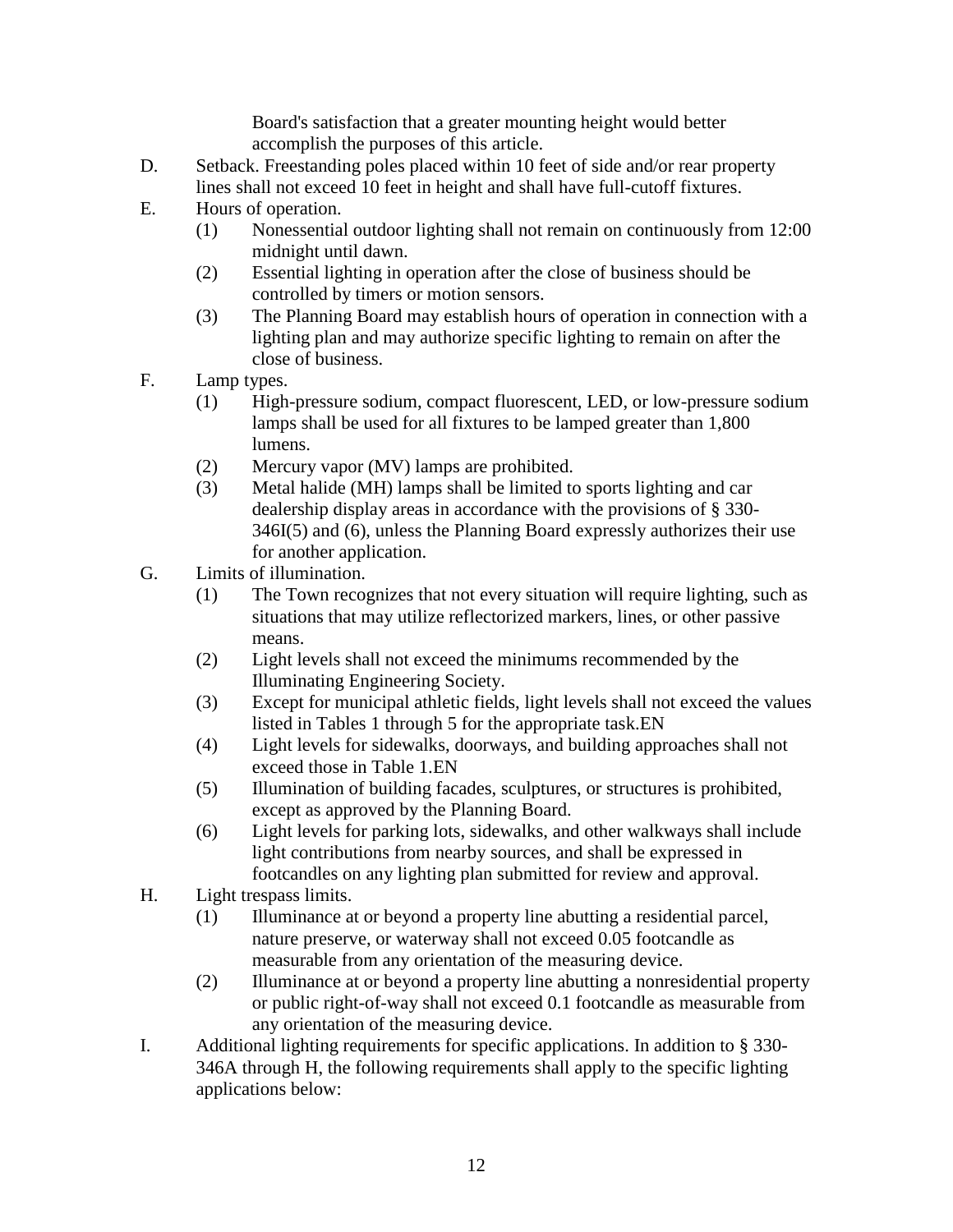Board's satisfaction that a greater mounting height would better accomplish the purposes of this article.

D. Setback. Freestanding poles placed within 10 feet of side and/or rear property lines shall not exceed 10 feet in height and shall have full-cutoff fixtures.

E. Hours of operation.

   (1) Nonessential outdoor lighting shall not remain on continuously from 12:00 midnight until dawn.

   (2) Essential lighting in operation after the close of business should be controlled by timers or motion sensors.

   (3) The Planning Board may establish hours of operation in connection with a lighting plan and may authorize specific lighting to remain on after the close of business.

F. Lamp types.

   (1) High-pressure sodium, compact fluorescent, LED, or low-pressure sodium lamps shall be used for all fixtures to be lamped greater than 1,800 lumens.

   (2) Mercury vapor (MV) lamps are prohibited.

   (3) Metal halide (MH) lamps shall be limited to sports lighting and car dealership display areas in accordance with the provisions of § 330-346I(5) and (6), unless the Planning Board expressly authorizes their use for another application.

G. Limits of illumination.

   (1) The Town recognizes that not every situation will require lighting, such as situations that may utilize reflectorized markers, lines, or other passive means.

   (2) Light levels shall not exceed the minimums recommended by the Illuminating Engineering Society.

   (3) Except for municipal athletic fields, light levels shall not exceed the values listed in Tables 1 through 5 for the appropriate task.EN

   (4) Light levels for sidewalks, doorways, and building approaches shall not exceed those in Table 1.EN

   (5) Illumination of building facades, sculptures, or structures is prohibited, except as approved by the Planning Board.

   (6) Light levels for parking lots, sidewalks, and other walkways shall include light contributions from nearby sources, and shall be expressed in footcandles on any lighting plan submitted for review and approval.

H. Light trespass limits.

   (1) Illuminance at or beyond a property line abutting a residential parcel, nature preserve, or waterway shall not exceed 0.05 footcandle as measurable from any orientation of the measuring device.

   (2) Illuminance at or beyond a property line abutting a nonresidential property or public right-of-way shall not exceed 0.1 footcandle as measurable from any orientation of the measuring device.

I. Additional lighting requirements for specific applications. In addition to § 330-346A through H, the following requirements shall apply to the specific lighting applications below: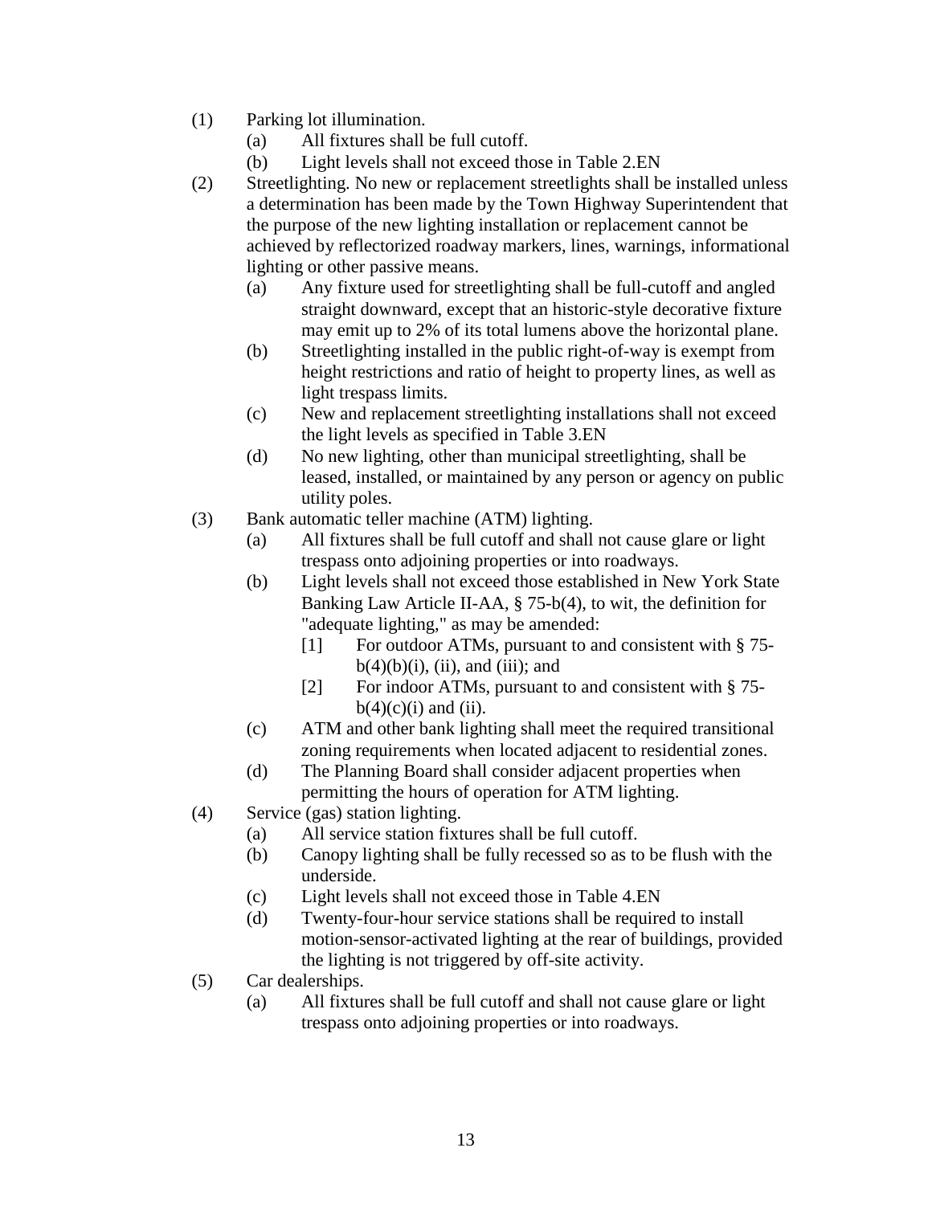(1) Parking lot illumination.
   (a) All fixtures shall be full cutoff.
   (b) Light levels shall not exceed those in Table 2.EN
(2) Streetlighting. No new or replacement streetlights shall be installed unless a determination has been made by the Town Highway Superintendent that the purpose of the new lighting installation or replacement cannot be achieved by reflectorized roadway markers, lines, warnings, informational lighting or other passive means.
   (a) Any fixture used for streetlighting shall be full-cutoff and angled straight downward, except that an historic-style decorative fixture may emit up to 2% of its total lumens above the horizontal plane.
   (b) Streetlighting installed in the public right-of-way is exempt from height restrictions and ratio of height to property lines, as well as light trespass limits.
   (c) New and replacement streetlighting installations shall not exceed the light levels as specified in Table 3.EN
   (d) No new lighting, other than municipal streetlighting, shall be leased, installed, or maintained by any person or agency on public utility poles.
(3) Bank automatic teller machine (ATM) lighting.
   (a) All fixtures shall be full cutoff and shall not cause glare or light trespass onto adjoining properties or into roadways.
   (b) Light levels shall not exceed those established in New York State Banking Law Article II-AA, § 75-b(4), to wit, the definition for "adequate lighting," as may be amended:
      [1] For outdoor ATMs, pursuant to and consistent with § 75-b(4)(b)(i), (ii), and (iii); and
      [2] For indoor ATMs, pursuant to and consistent with § 75-b(4)(c)(i) and (ii).
   (c) ATM and other bank lighting shall meet the required transitional zoning requirements when located adjacent to residential zones.
   (d) The Planning Board shall consider adjacent properties when permitting the hours of operation for ATM lighting.
(4) Service (gas) station lighting.
   (a) All service station fixtures shall be full cutoff.
   (b) Canopy lighting shall be fully recessed so as to be flush with the underside.
   (c) Light levels shall not exceed those in Table 4.EN
   (d) Twenty-four-hour service stations shall be required to install motion-sensor-activated lighting at the rear of buildings, provided the lighting is not triggered by off-site activity.
(5) Car dealerships.
   (a) All fixtures shall be full cutoff and shall not cause glare or light trespass onto adjoining properties or into roadways.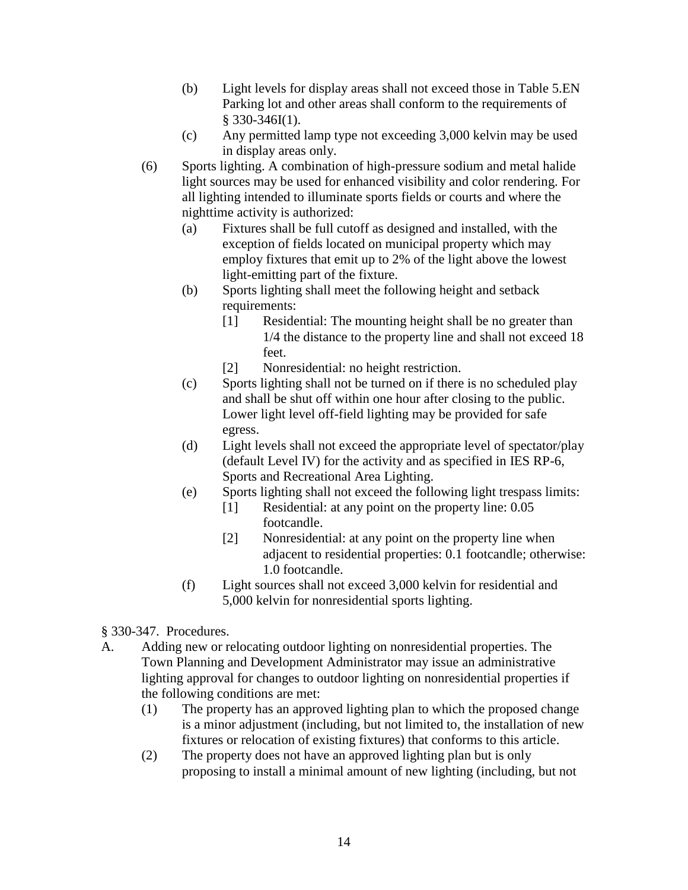(b) Light levels for display areas shall not exceed those in Table 5.EN Parking lot and other areas shall conform to the requirements of § 330-346I(1).

(c) Any permitted lamp type not exceeding 3,000 kelvin may be used in display areas only.

(6) Sports lighting. A combination of high-pressure sodium and metal halide light sources may be used for enhanced visibility and color rendering. For all lighting intended to illuminate sports fields or courts and where the nighttime activity is authorized:

(a) Fixtures shall be full cutoff as designed and installed, with the exception of fields located on municipal property which may employ fixtures that emit up to 2% of the light above the lowest light-emitting part of the fixture.

(b) Sports lighting shall meet the following height and setback requirements:

[1] Residential: The mounting height shall be no greater than 1/4 the distance to the property line and shall not exceed 18 feet.

[2] Nonresidential: no height restriction.

(c) Sports lighting shall not be turned on if there is no scheduled play and shall be shut off within one hour after closing to the public. Lower light level off-field lighting may be provided for safe egress.

(d) Light levels shall not exceed the appropriate level of spectator/play (default Level IV) for the activity and as specified in IES RP-6, Sports and Recreational Area Lighting.

(e) Sports lighting shall not exceed the following light trespass limits:

[1] Residential: at any point on the property line: 0.05 footcandle.

[2] Nonresidential: at any point on the property line when adjacent to residential properties: 0.1 footcandle; otherwise: 1.0 footcandle.

(f) Light sources shall not exceed 3,000 kelvin for residential and 5,000 kelvin for nonresidential sports lighting.

§ 330-347. Procedures.

A. Adding new or relocating outdoor lighting on nonresidential properties. The Town Planning and Development Administrator may issue an administrative lighting approval for changes to outdoor lighting on nonresidential properties if the following conditions are met:

(1) The property has an approved lighting plan to which the proposed change is a minor adjustment (including, but not limited to, the installation of new fixtures or relocation of existing fixtures) that conforms to this article.

(2) The property does not have an approved lighting plan but is only proposing to install a minimal amount of new lighting (including, but not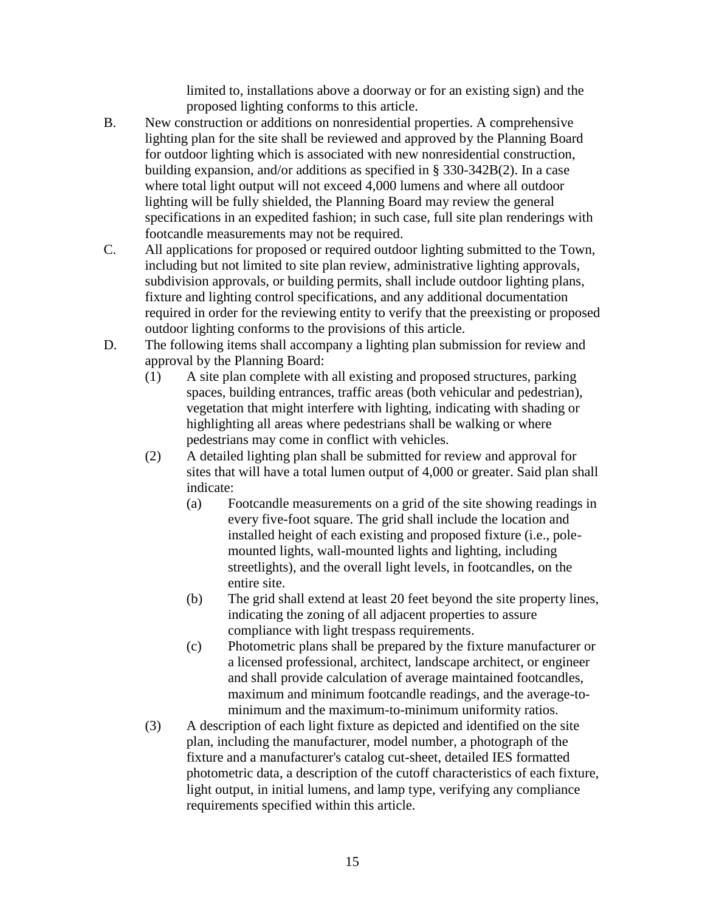limited to, installations above a doorway or for an existing sign) and the proposed lighting conforms to this article.

B. New construction or additions on nonresidential properties. A comprehensive lighting plan for the site shall be reviewed and approved by the Planning Board for outdoor lighting which is associated with new nonresidential construction, building expansion, and/or additions as specified in § 330-342B(2). In a case where total light output will not exceed 4,000 lumens and where all outdoor lighting will be fully shielded, the Planning Board may review the general specifications in an expedited fashion; in such case, full site plan renderings with footcandle measurements may not be required.

C. All applications for proposed or required outdoor lighting submitted to the Town, including but not limited to site plan review, administrative lighting approvals, subdivision approvals, or building permits, shall include outdoor lighting plans, fixture and lighting control specifications, and any additional documentation required in order for the reviewing entity to verify that the preexisting or proposed outdoor lighting conforms to the provisions of this article.

D. The following items shall accompany a lighting plan submission for review and approval by the Planning Board:

   (1) A site plan complete with all existing and proposed structures, parking spaces, building entrances, traffic areas (both vehicular and pedestrian), vegetation that might interfere with lighting, indicating with shading or highlighting all areas where pedestrians shall be walking or where pedestrians may come in conflict with vehicles.

   (2) A detailed lighting plan shall be submitted for review and approval for sites that will have a total lumen output of 4,000 or greater. Said plan shall indicate:

      (a) Footcandle measurements on a grid of the site showing readings in every five-foot square. The grid shall include the location and installed height of each existing and proposed fixture (i.e., pole-mounted lights, wall-mounted lights and lighting, including streetlights), and the overall light levels, in footcandles, on the entire site.

      (b) The grid shall extend at least 20 feet beyond the site property lines, indicating the zoning of all adjacent properties to assure compliance with light trespass requirements.

      (c) Photometric plans shall be prepared by the fixture manufacturer or a licensed professional, architect, landscape architect, or engineer and shall provide calculation of average maintained footcandles, maximum and minimum footcandle readings, and the average-to-minimum and the maximum-to-minimum uniformity ratios.

   (3) A description of each light fixture as depicted and identified on the site plan, including the manufacturer, model number, a photograph of the fixture and a manufacturer's catalog cut-sheet, detailed IES formatted photometric data, a description of the cutoff characteristics of each fixture, light output, in initial lumens, and lamp type, verifying any compliance requirements specified within this article.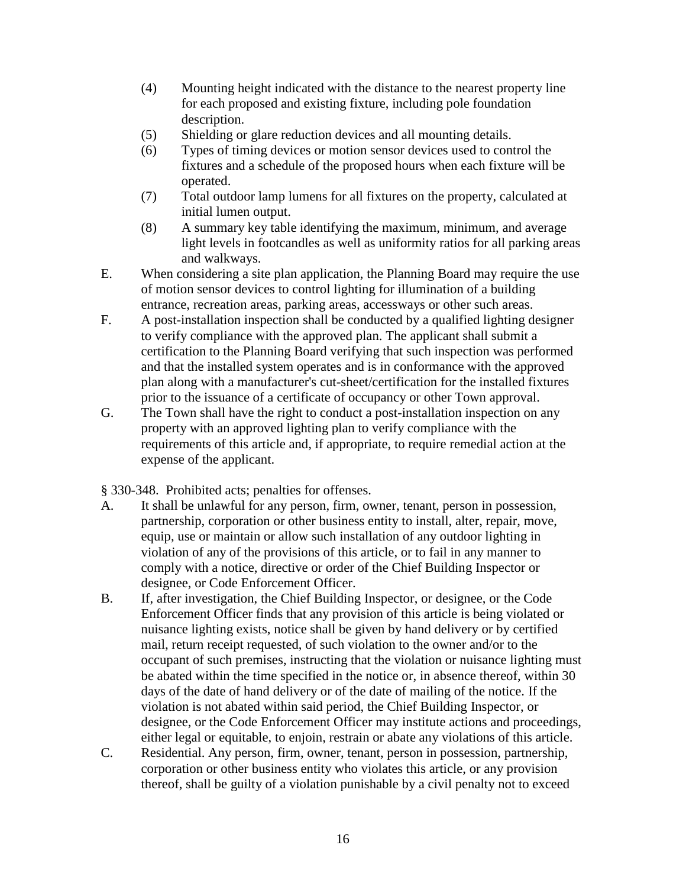(4) Mounting height indicated with the distance to the nearest property line for each proposed and existing fixture, including pole foundation description.

(5) Shielding or glare reduction devices and all mounting details.

(6) Types of timing devices or motion sensor devices used to control the fixtures and a schedule of the proposed hours when each fixture will be operated.

(7) Total outdoor lamp lumens for all fixtures on the property, calculated at initial lumen output.

(8) A summary key table identifying the maximum, minimum, and average light levels in footcandles as well as uniformity ratios for all parking areas and walkways.

E. When considering a site plan application, the Planning Board may require the use of motion sensor devices to control lighting for illumination of a building entrance, recreation areas, parking areas, accessways or other such areas.

F. A post-installation inspection shall be conducted by a qualified lighting designer to verify compliance with the approved plan. The applicant shall submit a certification to the Planning Board verifying that such inspection was performed and that the installed system operates and is in conformance with the approved plan along with a manufacturer's cut-sheet/certification for the installed fixtures prior to the issuance of a certificate of occupancy or other Town approval.

G. The Town shall have the right to conduct a post-installation inspection on any property with an approved lighting plan to verify compliance with the requirements of this article and, if appropriate, to require remedial action at the expense of the applicant.

§ 330-348. Prohibited acts; penalties for offenses.

A. It shall be unlawful for any person, firm, owner, tenant, person in possession, partnership, corporation or other business entity to install, alter, repair, move, equip, use or maintain or allow such installation of any outdoor lighting in violation of any of the provisions of this article, or to fail in any manner to comply with a notice, directive or order of the Chief Building Inspector or designee, or Code Enforcement Officer.

B. If, after investigation, the Chief Building Inspector, or designee, or the Code Enforcement Officer finds that any provision of this article is being violated or nuisance lighting exists, notice shall be given by hand delivery or by certified mail, return receipt requested, of such violation to the owner and/or to the occupant of such premises, instructing that the violation or nuisance lighting must be abated within the time specified in the notice or, in absence thereof, within 30 days of the date of hand delivery or of the date of mailing of the notice. If the violation is not abated within said period, the Chief Building Inspector, or designee, or the Code Enforcement Officer may institute actions and proceedings, either legal or equitable, to enjoin, restrain or abate any violations of this article.

C. Residential. Any person, firm, owner, tenant, person in possession, partnership, corporation or other business entity who violates this article, or any provision thereof, shall be guilty of a violation punishable by a civil penalty not to exceed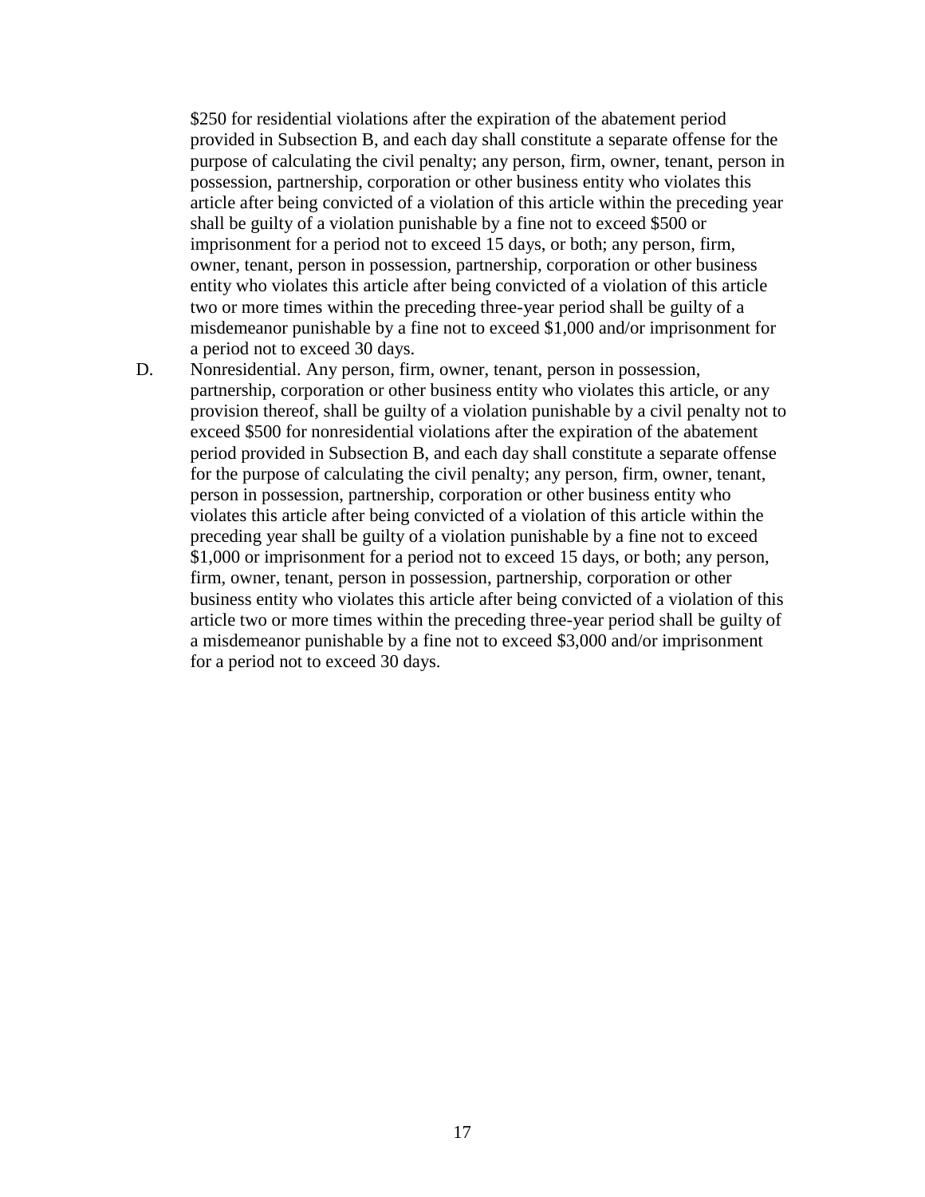$250 for residential violations after the expiration of the abatement period provided in Subsection B, and each day shall constitute a separate offense for the purpose of calculating the civil penalty; any person, firm, owner, tenant, person in possession, partnership, corporation or other business entity who violates this article after being convicted of a violation of this article within the preceding year shall be guilty of a violation punishable by a fine not to exceed $500 or imprisonment for a period not to exceed 15 days, or both; any person, firm, owner, tenant, person in possession, partnership, corporation or other business entity who violates this article after being convicted of a violation of this article two or more times within the preceding three-year period shall be guilty of a misdemeanor punishable by a fine not to exceed $1,000 and/or imprisonment for a period not to exceed 30 days.

D. Nonresidential. Any person, firm, owner, tenant, person in possession, partnership, corporation or other business entity who violates this article, or any provision thereof, shall be guilty of a violation punishable by a civil penalty not to exceed $500 for nonresidential violations after the expiration of the abatement period provided in Subsection B, and each day shall constitute a separate offense for the purpose of calculating the civil penalty; any person, firm, owner, tenant, person in possession, partnership, corporation or other business entity who violates this article after being convicted of a violation of this article within the preceding year shall be guilty of a violation punishable by a fine not to exceed $1,000 or imprisonment for a period not to exceed 15 days, or both; any person, firm, owner, tenant, person in possession, partnership, corporation or other business entity who violates this article after being convicted of a violation of this article two or more times within the preceding three-year period shall be guilty of a misdemeanor punishable by a fine not to exceed $3,000 and/or imprisonment for a period not to exceed 30 days.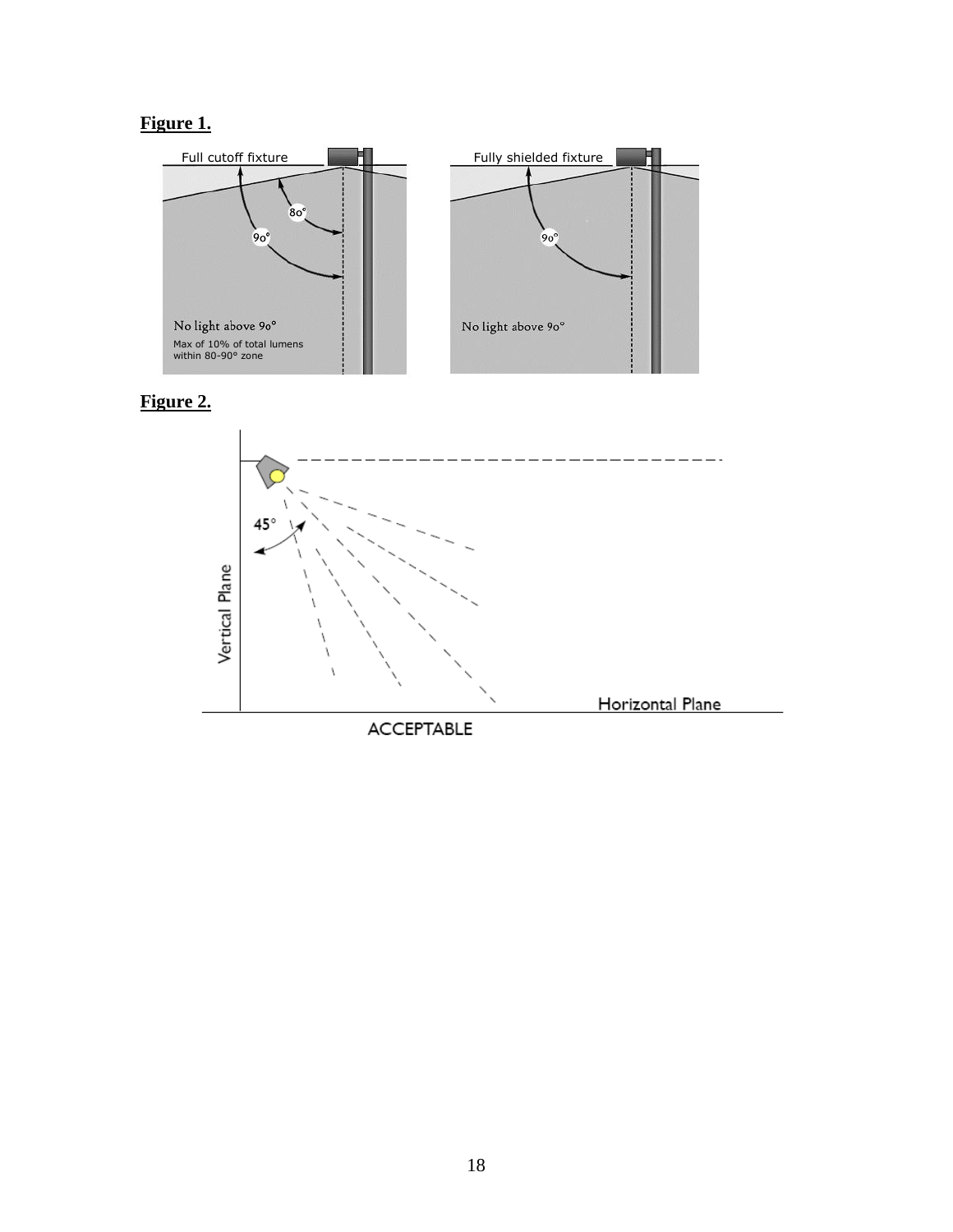**Figure 1.**

Full cutoff fixture

80°

90°

No light above 90°

Max of 10% of total lumens within 80-90° zone

Fully shielded fixture

90°

No light above 90°

**Figure 2.**

45°

Vertical Plane

Horizontal Plane

ACCEPTABLE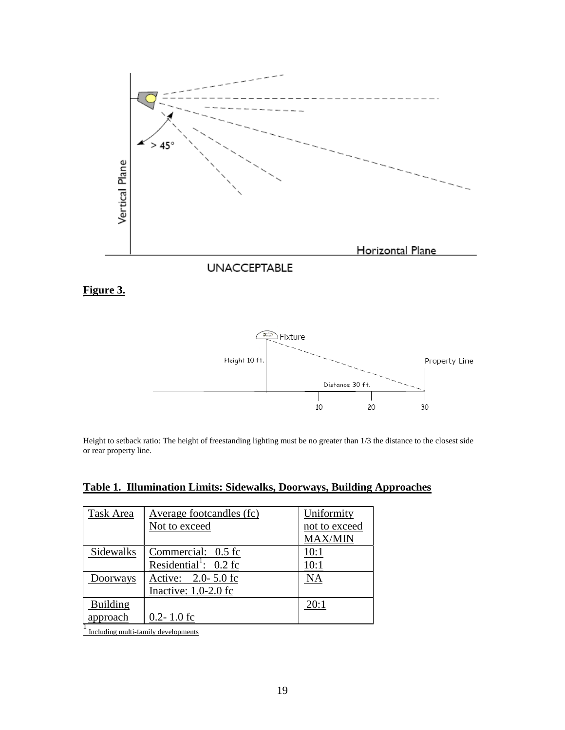UNACCEPTABLE

**Figure 3.**

Height to setback ratio: The height of freestanding lighting must be no greater than 1/3 the distance to the closest side or rear property line.

## Table 1. Illumination Limits: Sidewalks, Doorways, Building Approaches

| Task Area | Average footcandles (fc) Not to exceed | Uniformity not to exceed MAX/MIN |
|---|---|---|
| Sidewalks | Commercial: 0.5 fc<br>Residential[1]: 0.2 fc | 10:1<br>10:1 |
| Doorways | Active: 2.0- 5.0 fc<br>Inactive: 1.0-2.0 fc | NA |
| Building approach | 0.2- 1.0 fc | 20:1 |

[1] Including multi-family developments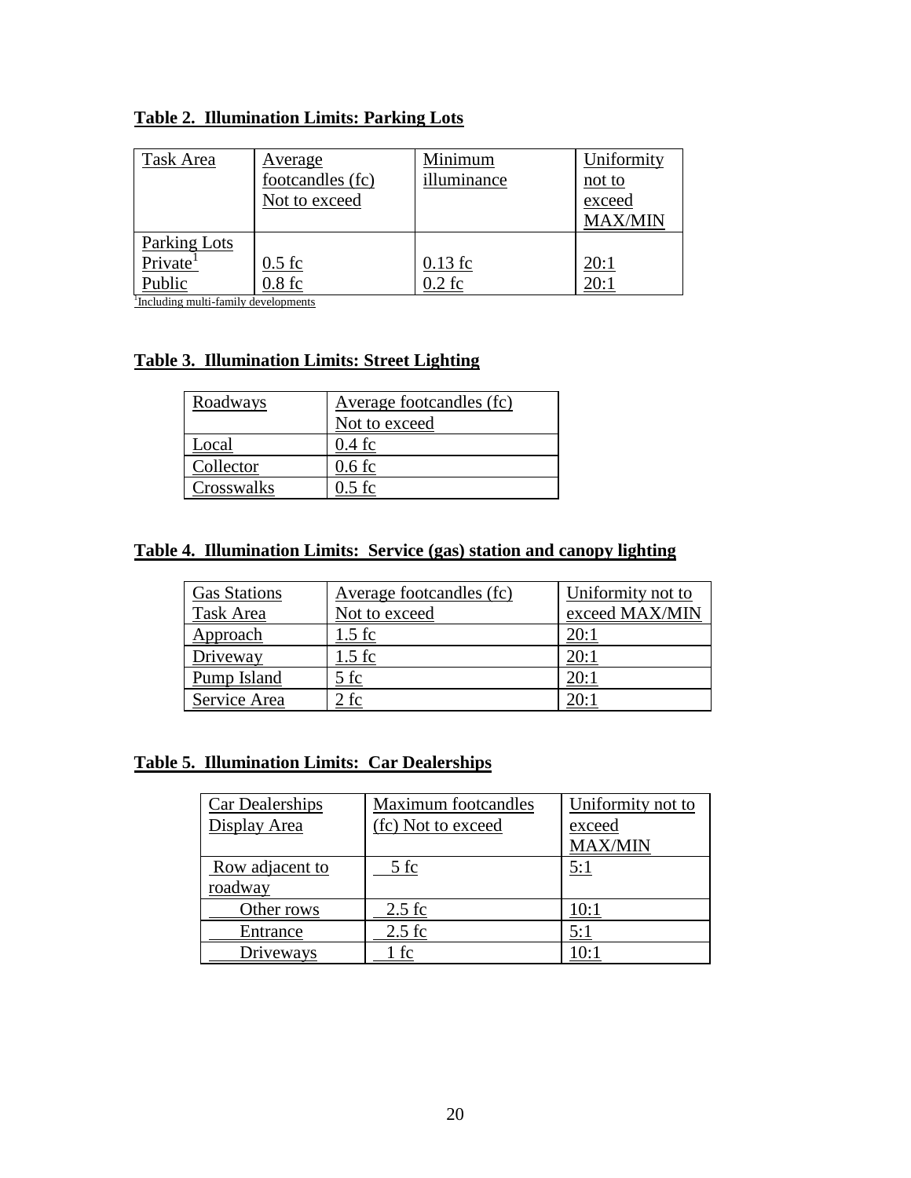**Table 2. Illumination Limits: Parking Lots**

| Task Area | Average footcandles (fc) Not to exceed | Minimum illuminance | Uniformity not to exceed MAX/MIN |
|---|---|---|---|
| Parking Lots | | | |
| Private[1] | 0.5 fc | 0.13 fc | 20:1 |
| Public | 0.8 fc | 0.2 fc | 20:1 |

[1]Including multi-family developments

**Table 3. Illumination Limits: Street Lighting**

| Roadways | Average footcandles (fc) Not to exceed |
|---|---|
| Local | 0.4 fc |
| Collector | 0.6 fc |
| Crosswalks | 0.5 fc |

**Table 4. Illumination Limits: Service (gas) station and canopy lighting**

| Gas Stations Task Area | Average footcandles (fc) Not to exceed | Uniformity not to exceed MAX/MIN |
|---|---|---|
| Approach | 1.5 fc | 20:1 |
| Driveway | 1.5 fc | 20:1 |
| Pump Island | 5 fc | 20:1 |
| Service Area | 2 fc | 20:1 |

**Table 5. Illumination Limits: Car Dealerships**

| Car Dealerships Display Area | Maximum footcandles (fc) Not to exceed | Uniformity not to exceed MAX/MIN |
|---|---|---|
| Row adjacent to roadway | 5 fc | 5:1 |
| Other rows | 2.5 fc | 10:1 |
| Entrance | 2.5 fc | 5:1 |
| Driveways | 1 fc | 10:1 |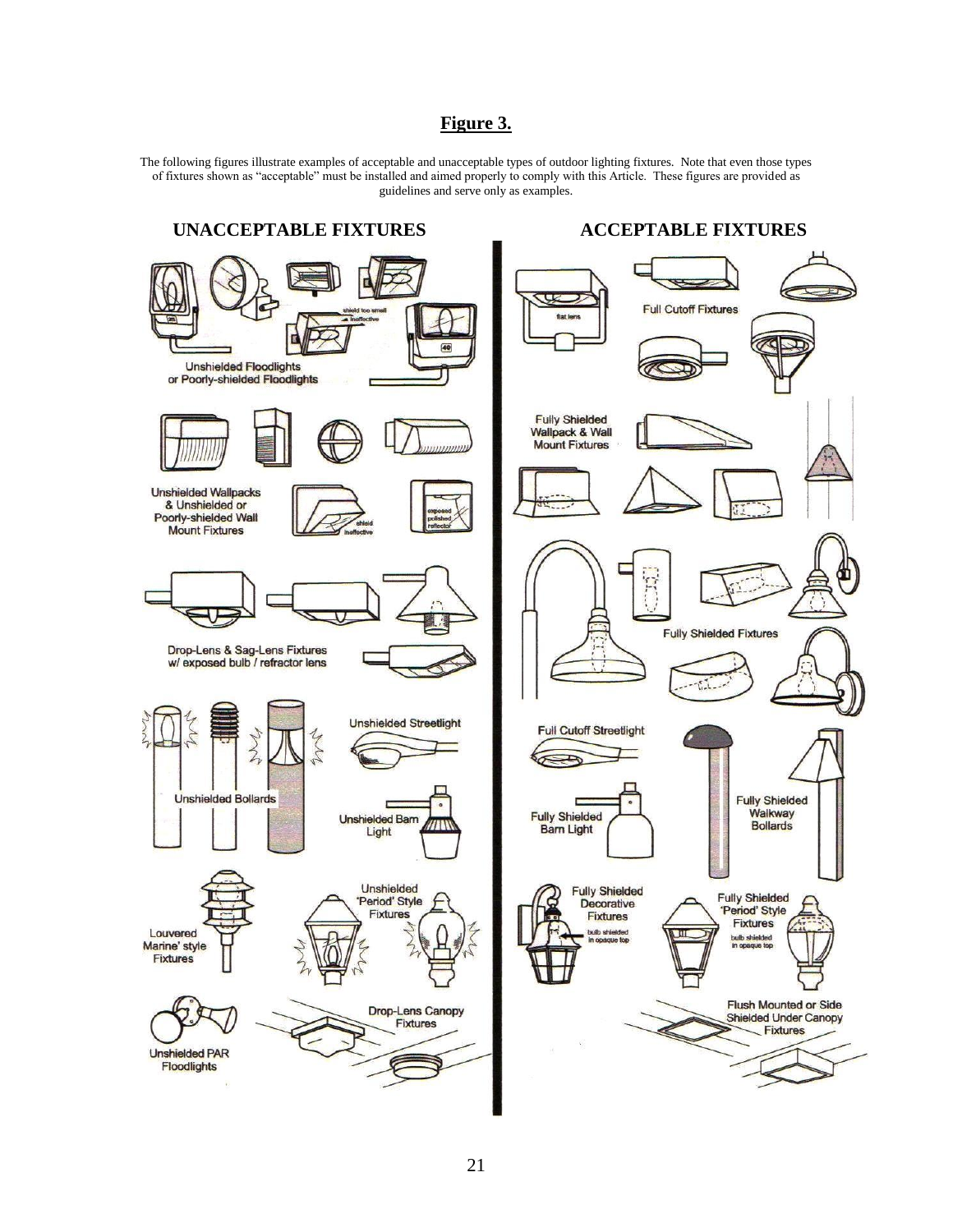## Figure 3.

The following figures illustrate examples of acceptable and unacceptable types of outdoor lighting fixtures. Note that even those types of fixtures shown as "acceptable" must be installed and aimed properly to comply with this Article. These figures are provided as guidelines and serve only as examples.

**UNACCEPTABLE FIXTURES**

shield too small ineffective

Unshielded Floodlights or Poorly-shielded Floodlights

Unshielded Wallpacks & Unshielded or Poorly-shielded Wall Mount Fixtures

shield ineffective

exposed polished reflector

Drop-Lens & Sag-Lens Fixtures w/ exposed bulb / refractor lens

Unshielded Bollards

Unshielded Streetlight

Unshielded Barn Light

Louvered Marine' style Fixtures

Unshielded 'Period' Style Fixtures

Unshielded PAR Floodlights

Drop-Lens Canopy Fixtures

**ACCEPTABLE FIXTURES**

flat lens

Full Cutoff Fixtures

Fully Shielded Wallpack & Wall Mount Fixtures

Fully Shielded Fixtures

Full Cutoff Streetlight

Fully Shielded Barn Light

Fully Shielded Walkway Bollards

Fully Shielded Decorative Fixtures

bulb shielded in opaque top

Fully Shielded 'Period' Style Fixtures

bulb shielded in opaque top

Flush Mounted or Side Shielded Under Canopy Fixtures